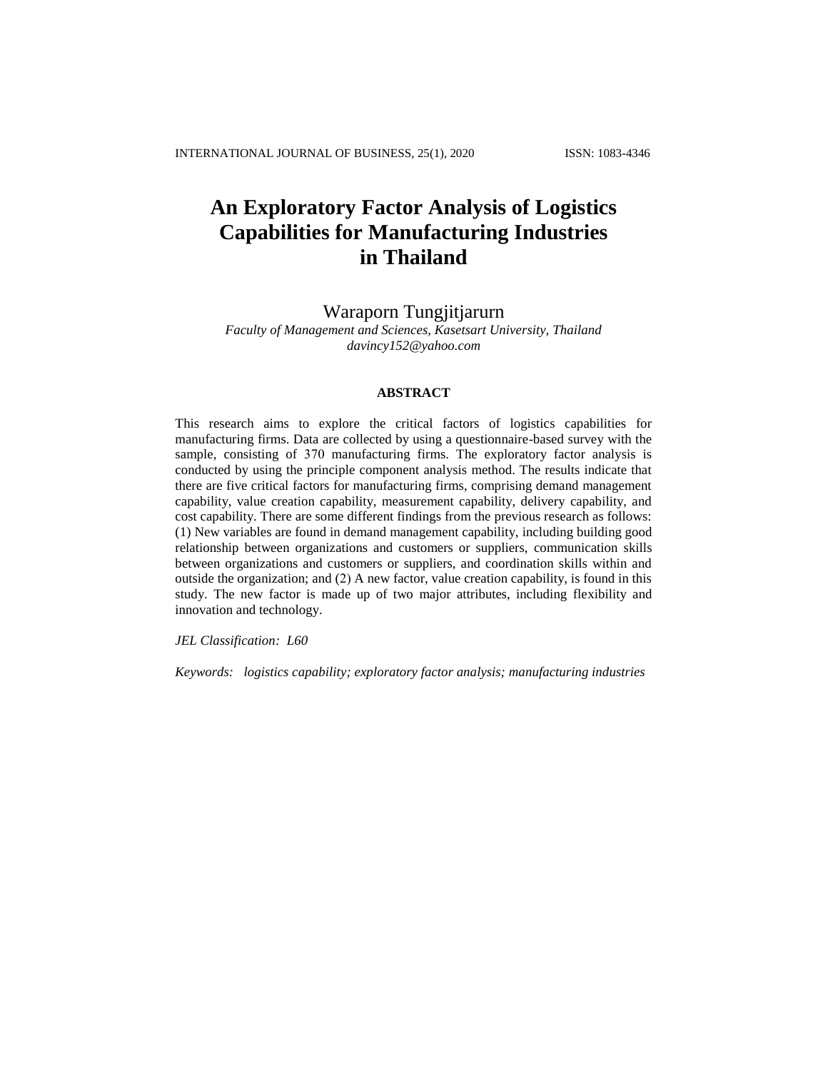# An Exploratory Factor Analysis of Logistics Capabilities for Manufacturing Industries in Thailand

Waraporn Tungjitjarurn

*Faculty of Management and Sciences, Kasetsart University, Thailand*
*davincy152@yahoo.com*

## ABSTRACT

This research aims to explore the critical factors of logistics capabilities for manufacturing firms. Data are collected by using a questionnaire-based survey with the sample, consisting of 370 manufacturing firms. The exploratory factor analysis is conducted by using the principle component analysis method. The results indicate that there are five critical factors for manufacturing firms, comprising demand management capability, value creation capability, measurement capability, delivery capability, and cost capability. There are some different findings from the previous research as follows: (1) New variables are found in demand management capability, including building good relationship between organizations and customers or suppliers, communication skills between organizations and customers or suppliers, and coordination skills within and outside the organization; and (2) A new factor, value creation capability, is found in this study. The new factor is made up of two major attributes, including flexibility and innovation and technology.

*JEL Classification: L60*

*Keywords: logistics capability; exploratory factor analysis; manufacturing industries*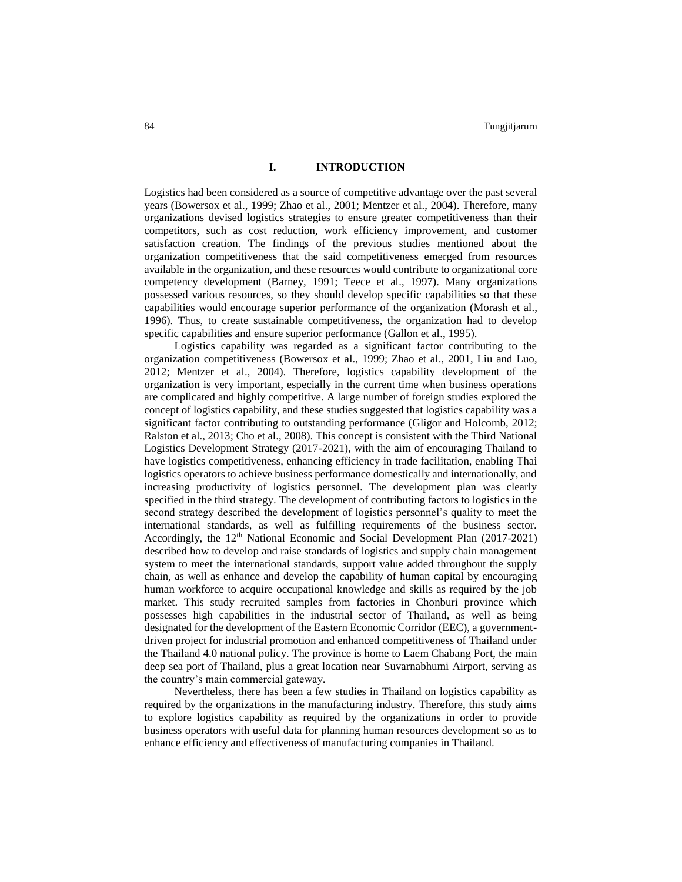# I. INTRODUCTION

Logistics had been considered as a source of competitive advantage over the past several years (Bowersox et al., 1999; Zhao et al., 2001; Mentzer et al., 2004). Therefore, many organizations devised logistics strategies to ensure greater competitiveness than their competitors, such as cost reduction, work efficiency improvement, and customer satisfaction creation. The findings of the previous studies mentioned about the organization competitiveness that the said competitiveness emerged from resources available in the organization, and these resources would contribute to organizational core competency development (Barney, 1991; Teece et al., 1997). Many organizations possessed various resources, so they should develop specific capabilities so that these capabilities would encourage superior performance of the organization (Morash et al., 1996). Thus, to create sustainable competitiveness, the organization had to develop specific capabilities and ensure superior performance (Gallon et al., 1995).

Logistics capability was regarded as a significant factor contributing to the organization competitiveness (Bowersox et al., 1999; Zhao et al., 2001, Liu and Luo, 2012; Mentzer et al., 2004). Therefore, logistics capability development of the organization is very important, especially in the current time when business operations are complicated and highly competitive. A large number of foreign studies explored the concept of logistics capability, and these studies suggested that logistics capability was a significant factor contributing to outstanding performance (Gligor and Holcomb, 2012; Ralston et al., 2013; Cho et al., 2008). This concept is consistent with the Third National Logistics Development Strategy (2017-2021), with the aim of encouraging Thailand to have logistics competitiveness, enhancing efficiency in trade facilitation, enabling Thai logistics operators to achieve business performance domestically and internationally, and increasing productivity of logistics personnel. The development plan was clearly specified in the third strategy. The development of contributing factors to logistics in the second strategy described the development of logistics personnel's quality to meet the international standards, as well as fulfilling requirements of the business sector. Accordingly, the 12th National Economic and Social Development Plan (2017-2021) described how to develop and raise standards of logistics and supply chain management system to meet the international standards, support value added throughout the supply chain, as well as enhance and develop the capability of human capital by encouraging human workforce to acquire occupational knowledge and skills as required by the job market. This study recruited samples from factories in Chonburi province which possesses high capabilities in the industrial sector of Thailand, as well as being designated for the development of the Eastern Economic Corridor (EEC), a government-driven project for industrial promotion and enhanced competitiveness of Thailand under the Thailand 4.0 national policy. The province is home to Laem Chabang Port, the main deep sea port of Thailand, plus a great location near Suvarnabhumi Airport, serving as the country's main commercial gateway.

Nevertheless, there has been a few studies in Thailand on logistics capability as required by the organizations in the manufacturing industry. Therefore, this study aims to explore logistics capability as required by the organizations in order to provide business operators with useful data for planning human resources development so as to enhance efficiency and effectiveness of manufacturing companies in Thailand.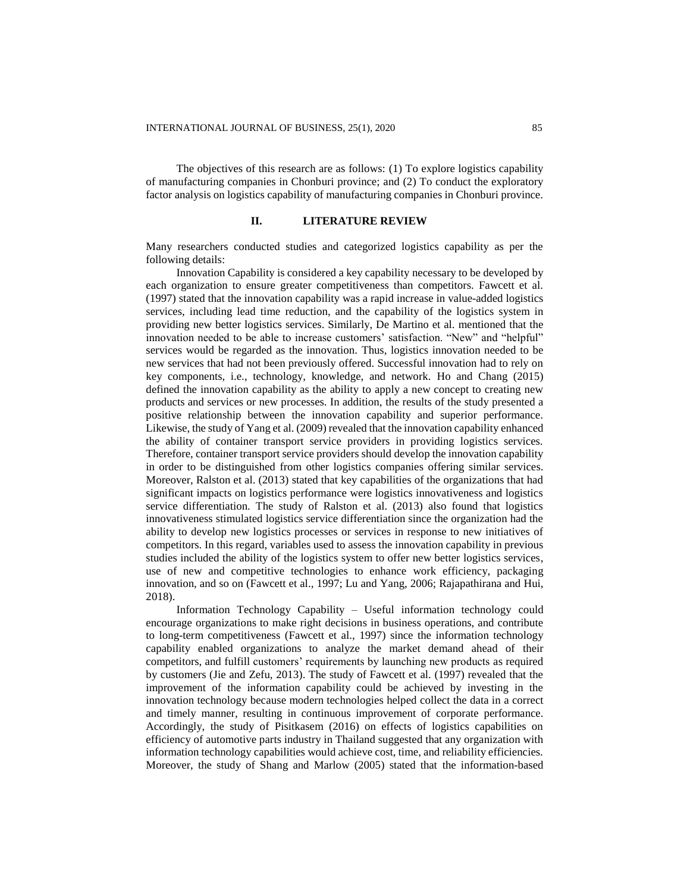The objectives of this research are as follows: (1) To explore logistics capability of manufacturing companies in Chonburi province; and (2) To conduct the exploratory factor analysis on logistics capability of manufacturing companies in Chonburi province.

## II. LITERATURE REVIEW

Many researchers conducted studies and categorized logistics capability as per the following details:

Innovation Capability is considered a key capability necessary to be developed by each organization to ensure greater competitiveness than competitors. Fawcett et al. (1997) stated that the innovation capability was a rapid increase in value-added logistics services, including lead time reduction, and the capability of the logistics system in providing new better logistics services. Similarly, De Martino et al. mentioned that the innovation needed to be able to increase customers' satisfaction. "New" and "helpful" services would be regarded as the innovation. Thus, logistics innovation needed to be new services that had not been previously offered. Successful innovation had to rely on key components, i.e., technology, knowledge, and network. Ho and Chang (2015) defined the innovation capability as the ability to apply a new concept to creating new products and services or new processes. In addition, the results of the study presented a positive relationship between the innovation capability and superior performance. Likewise, the study of Yang et al. (2009) revealed that the innovation capability enhanced the ability of container transport service providers in providing logistics services. Therefore, container transport service providers should develop the innovation capability in order to be distinguished from other logistics companies offering similar services. Moreover, Ralston et al. (2013) stated that key capabilities of the organizations that had significant impacts on logistics performance were logistics innovativeness and logistics service differentiation. The study of Ralston et al. (2013) also found that logistics innovativeness stimulated logistics service differentiation since the organization had the ability to develop new logistics processes or services in response to new initiatives of competitors. In this regard, variables used to assess the innovation capability in previous studies included the ability of the logistics system to offer new better logistics services, use of new and competitive technologies to enhance work efficiency, packaging innovation, and so on (Fawcett et al., 1997; Lu and Yang, 2006; Rajapathirana and Hui, 2018).

Information Technology Capability – Useful information technology could encourage organizations to make right decisions in business operations, and contribute to long-term competitiveness (Fawcett et al., 1997) since the information technology capability enabled organizations to analyze the market demand ahead of their competitors, and fulfill customers' requirements by launching new products as required by customers (Jie and Zefu, 2013). The study of Fawcett et al. (1997) revealed that the improvement of the information capability could be achieved by investing in the innovation technology because modern technologies helped collect the data in a correct and timely manner, resulting in continuous improvement of corporate performance. Accordingly, the study of Pisitkasem (2016) on effects of logistics capabilities on efficiency of automotive parts industry in Thailand suggested that any organization with information technology capabilities would achieve cost, time, and reliability efficiencies. Moreover, the study of Shang and Marlow (2005) stated that the information-based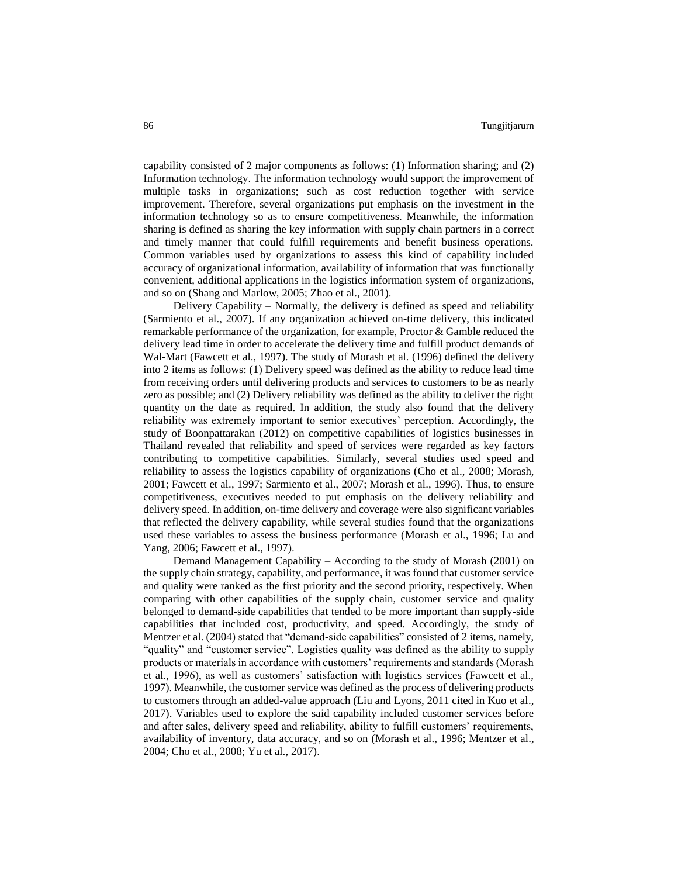capability consisted of 2 major components as follows: (1) Information sharing; and (2) Information technology. The information technology would support the improvement of multiple tasks in organizations; such as cost reduction together with service improvement. Therefore, several organizations put emphasis on the investment in the information technology so as to ensure competitiveness. Meanwhile, the information sharing is defined as sharing the key information with supply chain partners in a correct and timely manner that could fulfill requirements and benefit business operations. Common variables used by organizations to assess this kind of capability included accuracy of organizational information, availability of information that was functionally convenient, additional applications in the logistics information system of organizations, and so on (Shang and Marlow, 2005; Zhao et al., 2001).

Delivery Capability – Normally, the delivery is defined as speed and reliability (Sarmiento et al., 2007). If any organization achieved on-time delivery, this indicated remarkable performance of the organization, for example, Proctor & Gamble reduced the delivery lead time in order to accelerate the delivery time and fulfill product demands of Wal-Mart (Fawcett et al., 1997). The study of Morash et al. (1996) defined the delivery into 2 items as follows: (1) Delivery speed was defined as the ability to reduce lead time from receiving orders until delivering products and services to customers to be as nearly zero as possible; and (2) Delivery reliability was defined as the ability to deliver the right quantity on the date as required. In addition, the study also found that the delivery reliability was extremely important to senior executives' perception. Accordingly, the study of Boonpattarakan (2012) on competitive capabilities of logistics businesses in Thailand revealed that reliability and speed of services were regarded as key factors contributing to competitive capabilities. Similarly, several studies used speed and reliability to assess the logistics capability of organizations (Cho et al., 2008; Morash, 2001; Fawcett et al., 1997; Sarmiento et al., 2007; Morash et al., 1996). Thus, to ensure competitiveness, executives needed to put emphasis on the delivery reliability and delivery speed. In addition, on-time delivery and coverage were also significant variables that reflected the delivery capability, while several studies found that the organizations used these variables to assess the business performance (Morash et al., 1996; Lu and Yang, 2006; Fawcett et al., 1997).

Demand Management Capability – According to the study of Morash (2001) on the supply chain strategy, capability, and performance, it was found that customer service and quality were ranked as the first priority and the second priority, respectively. When comparing with other capabilities of the supply chain, customer service and quality belonged to demand-side capabilities that tended to be more important than supply-side capabilities that included cost, productivity, and speed. Accordingly, the study of Mentzer et al. (2004) stated that "demand-side capabilities" consisted of 2 items, namely, "quality" and "customer service". Logistics quality was defined as the ability to supply products or materials in accordance with customers' requirements and standards (Morash et al., 1996), as well as customers' satisfaction with logistics services (Fawcett et al., 1997). Meanwhile, the customer service was defined as the process of delivering products to customers through an added-value approach (Liu and Lyons, 2011 cited in Kuo et al., 2017). Variables used to explore the said capability included customer services before and after sales, delivery speed and reliability, ability to fulfill customers' requirements, availability of inventory, data accuracy, and so on (Morash et al., 1996; Mentzer et al., 2004; Cho et al., 2008; Yu et al., 2017).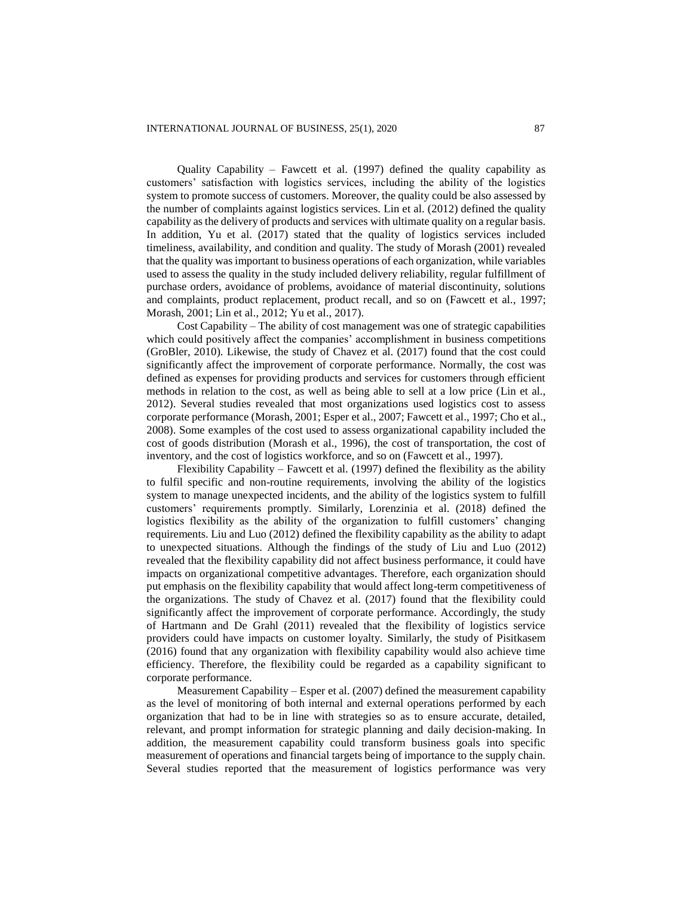Quality Capability – Fawcett et al. (1997) defined the quality capability as customers' satisfaction with logistics services, including the ability of the logistics system to promote success of customers. Moreover, the quality could be also assessed by the number of complaints against logistics services. Lin et al. (2012) defined the quality capability as the delivery of products and services with ultimate quality on a regular basis. In addition, Yu et al. (2017) stated that the quality of logistics services included timeliness, availability, and condition and quality. The study of Morash (2001) revealed that the quality was important to business operations of each organization, while variables used to assess the quality in the study included delivery reliability, regular fulfillment of purchase orders, avoidance of problems, avoidance of material discontinuity, solutions and complaints, product replacement, product recall, and so on (Fawcett et al., 1997; Morash, 2001; Lin et al., 2012; Yu et al., 2017).

Cost Capability – The ability of cost management was one of strategic capabilities which could positively affect the companies' accomplishment in business competitions (GroBler, 2010). Likewise, the study of Chavez et al. (2017) found that the cost could significantly affect the improvement of corporate performance. Normally, the cost was defined as expenses for providing products and services for customers through efficient methods in relation to the cost, as well as being able to sell at a low price (Lin et al., 2012). Several studies revealed that most organizations used logistics cost to assess corporate performance (Morash, 2001; Esper et al., 2007; Fawcett et al., 1997; Cho et al., 2008). Some examples of the cost used to assess organizational capability included the cost of goods distribution (Morash et al., 1996), the cost of transportation, the cost of inventory, and the cost of logistics workforce, and so on (Fawcett et al., 1997).

Flexibility Capability – Fawcett et al. (1997) defined the flexibility as the ability to fulfil specific and non-routine requirements, involving the ability of the logistics system to manage unexpected incidents, and the ability of the logistics system to fulfill customers' requirements promptly. Similarly, Lorenzinia et al. (2018) defined the logistics flexibility as the ability of the organization to fulfill customers' changing requirements. Liu and Luo (2012) defined the flexibility capability as the ability to adapt to unexpected situations. Although the findings of the study of Liu and Luo (2012) revealed that the flexibility capability did not affect business performance, it could have impacts on organizational competitive advantages. Therefore, each organization should put emphasis on the flexibility capability that would affect long-term competitiveness of the organizations. The study of Chavez et al. (2017) found that the flexibility could significantly affect the improvement of corporate performance. Accordingly, the study of Hartmann and De Grahl (2011) revealed that the flexibility of logistics service providers could have impacts on customer loyalty. Similarly, the study of Pisitkasem (2016) found that any organization with flexibility capability would also achieve time efficiency. Therefore, the flexibility could be regarded as a capability significant to corporate performance.

Measurement Capability – Esper et al. (2007) defined the measurement capability as the level of monitoring of both internal and external operations performed by each organization that had to be in line with strategies so as to ensure accurate, detailed, relevant, and prompt information for strategic planning and daily decision-making. In addition, the measurement capability could transform business goals into specific measurement of operations and financial targets being of importance to the supply chain. Several studies reported that the measurement of logistics performance was very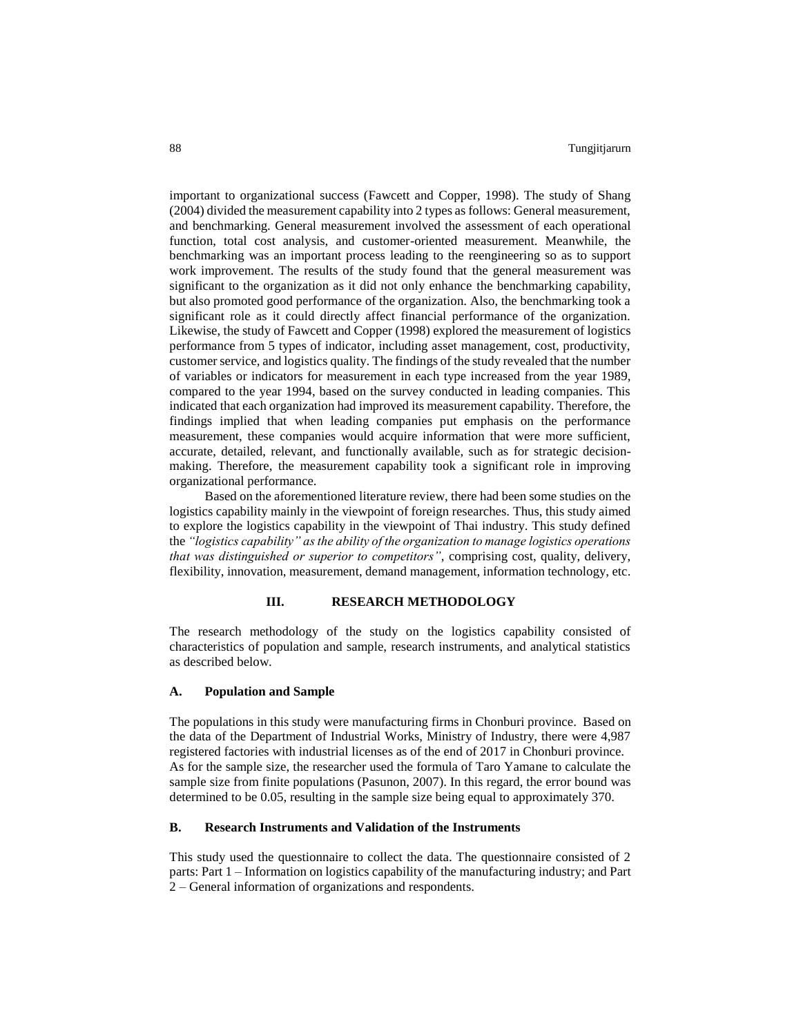important to organizational success (Fawcett and Copper, 1998). The study of Shang (2004) divided the measurement capability into 2 types as follows: General measurement, and benchmarking. General measurement involved the assessment of each operational function, total cost analysis, and customer-oriented measurement. Meanwhile, the benchmarking was an important process leading to the reengineering so as to support work improvement. The results of the study found that the general measurement was significant to the organization as it did not only enhance the benchmarking capability, but also promoted good performance of the organization. Also, the benchmarking took a significant role as it could directly affect financial performance of the organization. Likewise, the study of Fawcett and Copper (1998) explored the measurement of logistics performance from 5 types of indicator, including asset management, cost, productivity, customer service, and logistics quality. The findings of the study revealed that the number of variables or indicators for measurement in each type increased from the year 1989, compared to the year 1994, based on the survey conducted in leading companies. This indicated that each organization had improved its measurement capability. Therefore, the findings implied that when leading companies put emphasis on the performance measurement, these companies would acquire information that were more sufficient, accurate, detailed, relevant, and functionally available, such as for strategic decision-making. Therefore, the measurement capability took a significant role in improving organizational performance.

Based on the aforementioned literature review, there had been some studies on the logistics capability mainly in the viewpoint of foreign researches. Thus, this study aimed to explore the logistics capability in the viewpoint of Thai industry. This study defined the *"logistics capability" as the ability of the organization to manage logistics operations that was distinguished or superior to competitors"*, comprising cost, quality, delivery, flexibility, innovation, measurement, demand management, information technology, etc.

## III. RESEARCH METHODOLOGY

The research methodology of the study on the logistics capability consisted of characteristics of population and sample, research instruments, and analytical statistics as described below.

### A. Population and Sample

The populations in this study were manufacturing firms in Chonburi province. Based on the data of the Department of Industrial Works, Ministry of Industry, there were 4,987 registered factories with industrial licenses as of the end of 2017 in Chonburi province. As for the sample size, the researcher used the formula of Taro Yamane to calculate the sample size from finite populations (Pasunon, 2007). In this regard, the error bound was determined to be 0.05, resulting in the sample size being equal to approximately 370.

### B. Research Instruments and Validation of the Instruments

This study used the questionnaire to collect the data. The questionnaire consisted of 2 parts: Part 1 – Information on logistics capability of the manufacturing industry; and Part 2 – General information of organizations and respondents.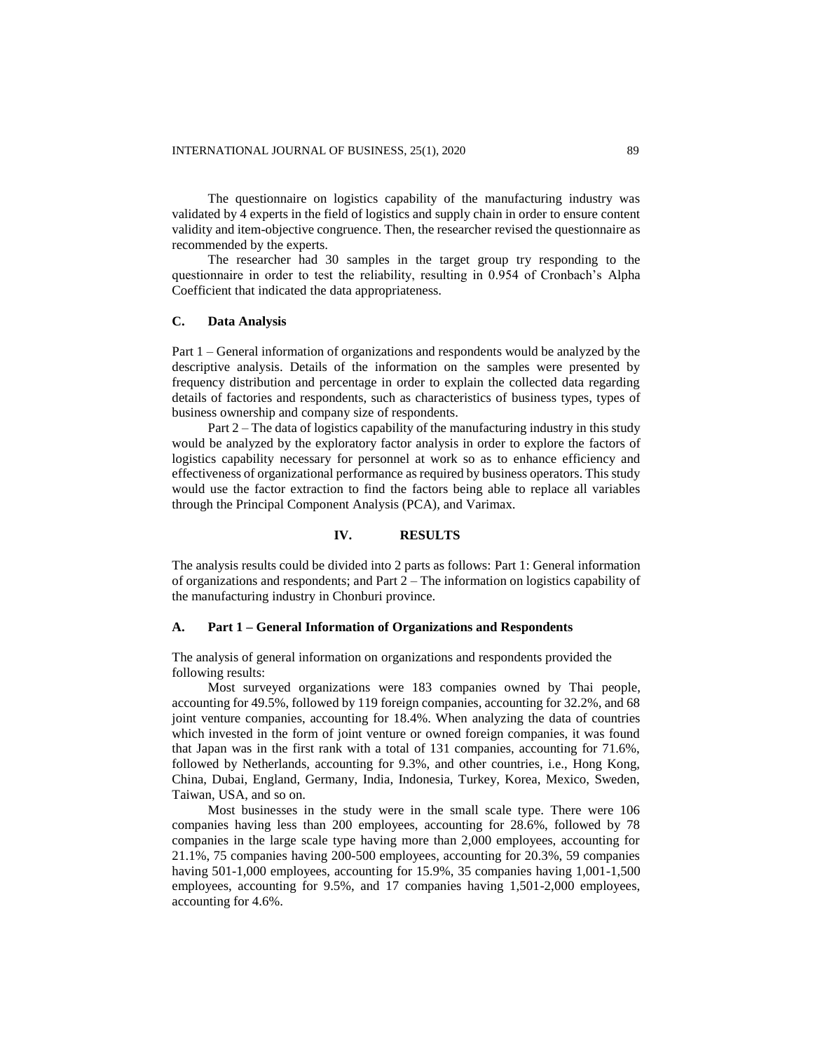The questionnaire on logistics capability of the manufacturing industry was validated by 4 experts in the field of logistics and supply chain in order to ensure content validity and item-objective congruence. Then, the researcher revised the questionnaire as recommended by the experts.

The researcher had 30 samples in the target group try responding to the questionnaire in order to test the reliability, resulting in 0.954 of Cronbach's Alpha Coefficient that indicated the data appropriateness.

### C. Data Analysis

Part 1 – General information of organizations and respondents would be analyzed by the descriptive analysis. Details of the information on the samples were presented by frequency distribution and percentage in order to explain the collected data regarding details of factories and respondents, such as characteristics of business types, types of business ownership and company size of respondents.

Part 2 – The data of logistics capability of the manufacturing industry in this study would be analyzed by the exploratory factor analysis in order to explore the factors of logistics capability necessary for personnel at work so as to enhance efficiency and effectiveness of organizational performance as required by business operators. This study would use the factor extraction to find the factors being able to replace all variables through the Principal Component Analysis (PCA), and Varimax.

## IV. RESULTS

The analysis results could be divided into 2 parts as follows: Part 1: General information of organizations and respondents; and Part 2 – The information on logistics capability of the manufacturing industry in Chonburi province.

### A. Part 1 – General Information of Organizations and Respondents

The analysis of general information on organizations and respondents provided the following results:

Most surveyed organizations were 183 companies owned by Thai people, accounting for 49.5%, followed by 119 foreign companies, accounting for 32.2%, and 68 joint venture companies, accounting for 18.4%. When analyzing the data of countries which invested in the form of joint venture or owned foreign companies, it was found that Japan was in the first rank with a total of 131 companies, accounting for 71.6%, followed by Netherlands, accounting for 9.3%, and other countries, i.e., Hong Kong, China, Dubai, England, Germany, India, Indonesia, Turkey, Korea, Mexico, Sweden, Taiwan, USA, and so on.

Most businesses in the study were in the small scale type. There were 106 companies having less than 200 employees, accounting for 28.6%, followed by 78 companies in the large scale type having more than 2,000 employees, accounting for 21.1%, 75 companies having 200-500 employees, accounting for 20.3%, 59 companies having 501-1,000 employees, accounting for 15.9%, 35 companies having 1,001-1,500 employees, accounting for 9.5%, and 17 companies having 1,501-2,000 employees, accounting for 4.6%.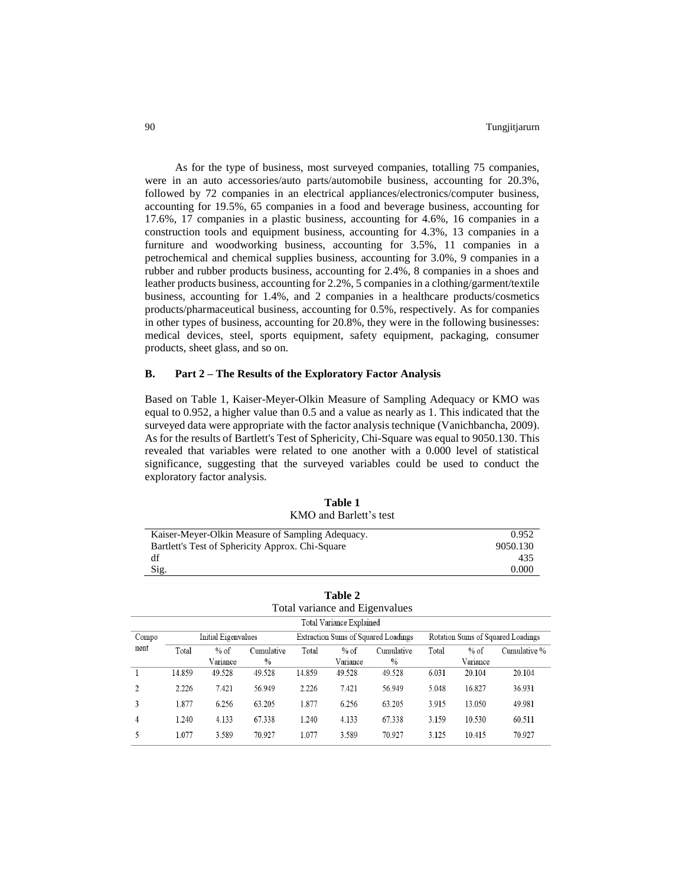As for the type of business, most surveyed companies, totalling 75 companies, were in an auto accessories/auto parts/automobile business, accounting for 20.3%, followed by 72 companies in an electrical appliances/electronics/computer business, accounting for 19.5%, 65 companies in a food and beverage business, accounting for 17.6%, 17 companies in a plastic business, accounting for 4.6%, 16 companies in a construction tools and equipment business, accounting for 4.3%, 13 companies in a furniture and woodworking business, accounting for 3.5%, 11 companies in a petrochemical and chemical supplies business, accounting for 3.0%, 9 companies in a rubber and rubber products business, accounting for 2.4%, 8 companies in a shoes and leather products business, accounting for 2.2%, 5 companies in a clothing/garment/textile business, accounting for 1.4%, and 2 companies in a healthcare products/cosmetics products/pharmaceutical business, accounting for 0.5%, respectively. As for companies in other types of business, accounting for 20.8%, they were in the following businesses: medical devices, steel, sports equipment, safety equipment, packaging, consumer products, sheet glass, and so on.

## B. Part 2 – The Results of the Exploratory Factor Analysis

Based on Table 1, Kaiser-Meyer-Olkin Measure of Sampling Adequacy or KMO was equal to 0.952, a higher value than 0.5 and a value as nearly as 1. This indicated that the surveyed data were appropriate with the factor analysis technique (Vanichbancha, 2009). As for the results of Bartlett's Test of Sphericity, Chi-Square was equal to 9050.130. This revealed that variables were related to one another with a 0.000 level of statistical significance, suggesting that the surveyed variables could be used to conduct the exploratory factor analysis.

**Table 1**
KMO and Barlett's test

| | |
|---|---|
| Kaiser-Meyer-Olkin Measure of Sampling Adequacy. | 0.952 |
| Bartlett's Test of Sphericity Approx. Chi-Square | 9050.130 |
| df | 435 |
| Sig. | 0.000 |

**Table 2**
Total variance and Eigenvalues

| Total Variance Explained | | | | | | | | | |
|---|---|---|---|---|---|---|---|---|---|
| Component | Initial Eigenvalues | | | Extraction Sums of Squared Loadings | | | Rotation Sums of Squared Loadings | | |
| | Total | % of Variance | Cumulative % | Total | % of Variance | Cumulative % | Total | % of Variance | Cumulative % |
| 1 | 14.859 | 49.528 | 49.528 | 14.859 | 49.528 | 49.528 | 6.031 | 20.104 | 20.104 |
| 2 | 2.226 | 7.421 | 56.949 | 2.226 | 7.421 | 56.949 | 5.048 | 16.827 | 36.931 |
| 3 | 1.877 | 6.256 | 63.205 | 1.877 | 6.256 | 63.205 | 3.915 | 13.050 | 49.981 |
| 4 | 1.240 | 4.133 | 67.338 | 1.240 | 4.133 | 67.338 | 3.159 | 10.530 | 60.511 |
| 5 | 1.077 | 3.589 | 70.927 | 1.077 | 3.589 | 70.927 | 3.125 | 10.415 | 70.927 |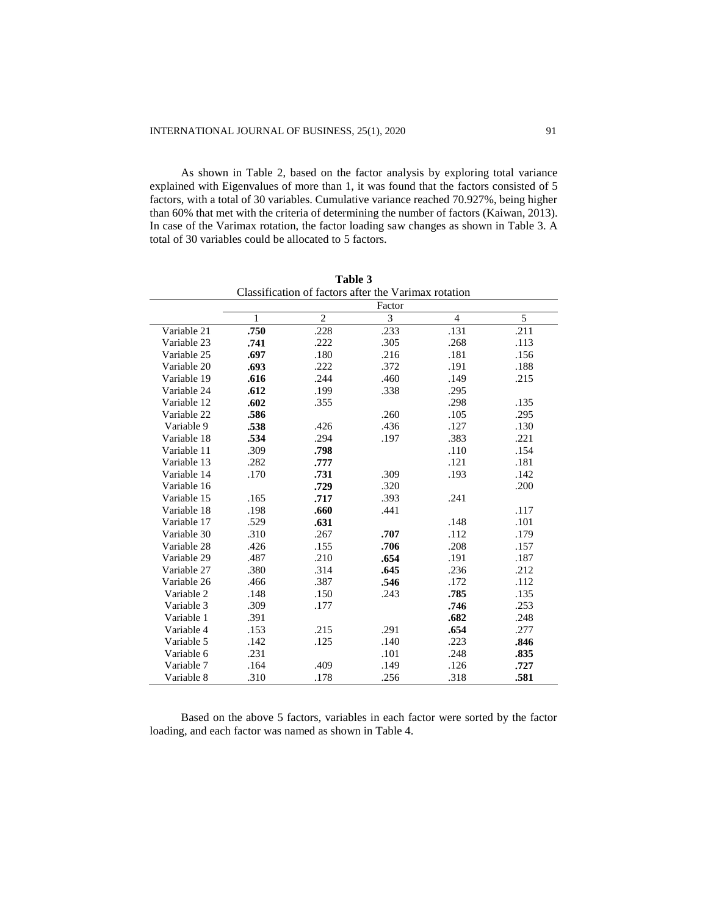As shown in Table 2, based on the factor analysis by exploring total variance explained with Eigenvalues of more than 1, it was found that the factors consisted of 5 factors, with a total of 30 variables. Cumulative variance reached 70.927%, being higher than 60% that met with the criteria of determining the number of factors (Kaiwan, 2013). In case of the Varimax rotation, the factor loading saw changes as shown in Table 3. A total of 30 variables could be allocated to 5 factors.

**Table 3**
Classification of factors after the Varimax rotation

| | Factor | | | | |
|---|---|---|---|---|---|
| | 1 | 2 | 3 | 4 | 5 |
| Variable 21 | **.750** | .228 | .233 | .131 | .211 |
| Variable 23 | **.741** | .222 | .305 | .268 | .113 |
| Variable 25 | **.697** | .180 | .216 | .181 | .156 |
| Variable 20 | **.693** | .222 | .372 | .191 | .188 |
| Variable 19 | **.616** | .244 | .460 | .149 | .215 |
| Variable 24 | **.612** | .199 | .338 | .295 | |
| Variable 12 | **.602** | .355 | | .298 | .135 |
| Variable 22 | **.586** | | .260 | .105 | .295 |
| Variable 9 | **.538** | .426 | .436 | .127 | .130 |
| Variable 18 | **.534** | .294 | .197 | .383 | .221 |
| Variable 11 | .309 | **.798** | | .110 | .154 |
| Variable 13 | .282 | **.777** | | .121 | .181 |
| Variable 14 | .170 | **.731** | .309 | .193 | .142 |
| Variable 16 | | **.729** | .320 | | .200 |
| Variable 15 | .165 | **.717** | .393 | .241 | |
| Variable 18 | .198 | **.660** | .441 | | .117 |
| Variable 17 | .529 | **.631** | | .148 | .101 |
| Variable 30 | .310 | .267 | **.707** | .112 | .179 |
| Variable 28 | .426 | .155 | **.706** | .208 | .157 |
| Variable 29 | .487 | .210 | **.654** | .191 | .187 |
| Variable 27 | .380 | .314 | **.645** | .236 | .212 |
| Variable 26 | .466 | .387 | **.546** | .172 | .112 |
| Variable 2 | .148 | .150 | .243 | **.785** | .135 |
| Variable 3 | .309 | .177 | | **.746** | .253 |
| Variable 1 | .391 | | | **.682** | .248 |
| Variable 4 | .153 | .215 | .291 | **.654** | .277 |
| Variable 5 | .142 | .125 | .140 | .223 | **.846** |
| Variable 6 | .231 | | .101 | .248 | **.835** |
| Variable 7 | .164 | .409 | .149 | .126 | **.727** |
| Variable 8 | .310 | .178 | .256 | .318 | **.581** |

Based on the above 5 factors, variables in each factor were sorted by the factor loading, and each factor was named as shown in Table 4.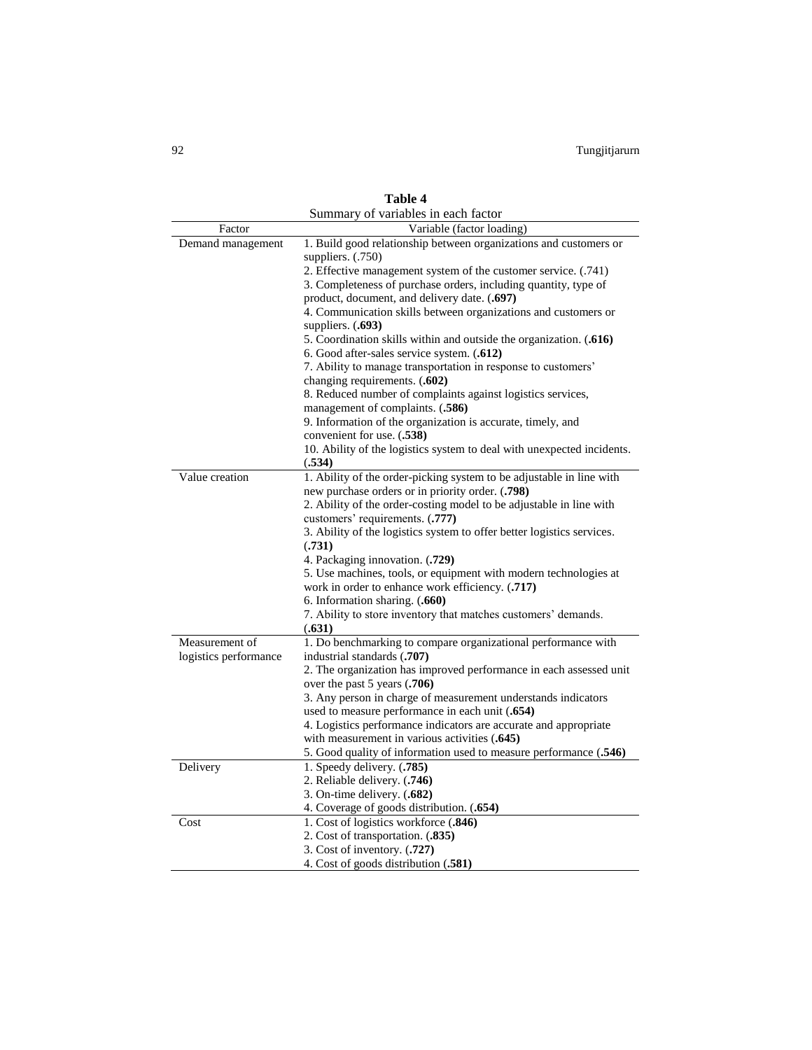**Table 4**

Summary of variables in each factor

| Factor | Variable (factor loading) |
|---|---|
| Demand management | 1. Build good relationship between organizations and customers or suppliers. (.750)<br>2. Effective management system of the customer service. (.741)<br>3. Completeness of purchase orders, including quantity, type of product, document, and delivery date. (**.697)**<br>4. Communication skills between organizations and customers or suppliers. (**.693)**<br>5. Coordination skills within and outside the organization. (**.616)**<br>6. Good after-sales service system. (**.612)**<br>7. Ability to manage transportation in response to customers' changing requirements. (**.602)**<br>8. Reduced number of complaints against logistics services, management of complaints. (**.586)**<br>9. Information of the organization is accurate, timely, and convenient for use. (**.538)**<br>10. Ability of the logistics system to deal with unexpected incidents. (**.534)** |
| Value creation | 1. Ability of the order-picking system to be adjustable in line with new purchase orders or in priority order. (**.798)**<br>2. Ability of the order-costing model to be adjustable in line with customers' requirements. (**.777)**<br>3. Ability of the logistics system to offer better logistics services. (**.731)**<br>4. Packaging innovation. (**.729)**<br>5. Use machines, tools, or equipment with modern technologies at work in order to enhance work efficiency. (**.717)**<br>6. Information sharing. (**.660)**<br>7. Ability to store inventory that matches customers' demands. (**.631)** |
| Measurement of logistics performance | 1. Do benchmarking to compare organizational performance with industrial standards (**.707)**<br>2. The organization has improved performance in each assessed unit over the past 5 years (**.706)**<br>3. Any person in charge of measurement understands indicators used to measure performance in each unit (**.654)**<br>4. Logistics performance indicators are accurate and appropriate with measurement in various activities (**.645)**<br>5. Good quality of information used to measure performance (**.546)** |
| Delivery | 1. Speedy delivery. (**.785)**<br>2. Reliable delivery. (**.746)**<br>3. On-time delivery. (**.682)**<br>4. Coverage of goods distribution. (**.654)** |
| Cost | 1. Cost of logistics workforce (**.846)**<br>2. Cost of transportation. (**.835)**<br>3. Cost of inventory. (**.727)**<br>4. Cost of goods distribution (**.581)** |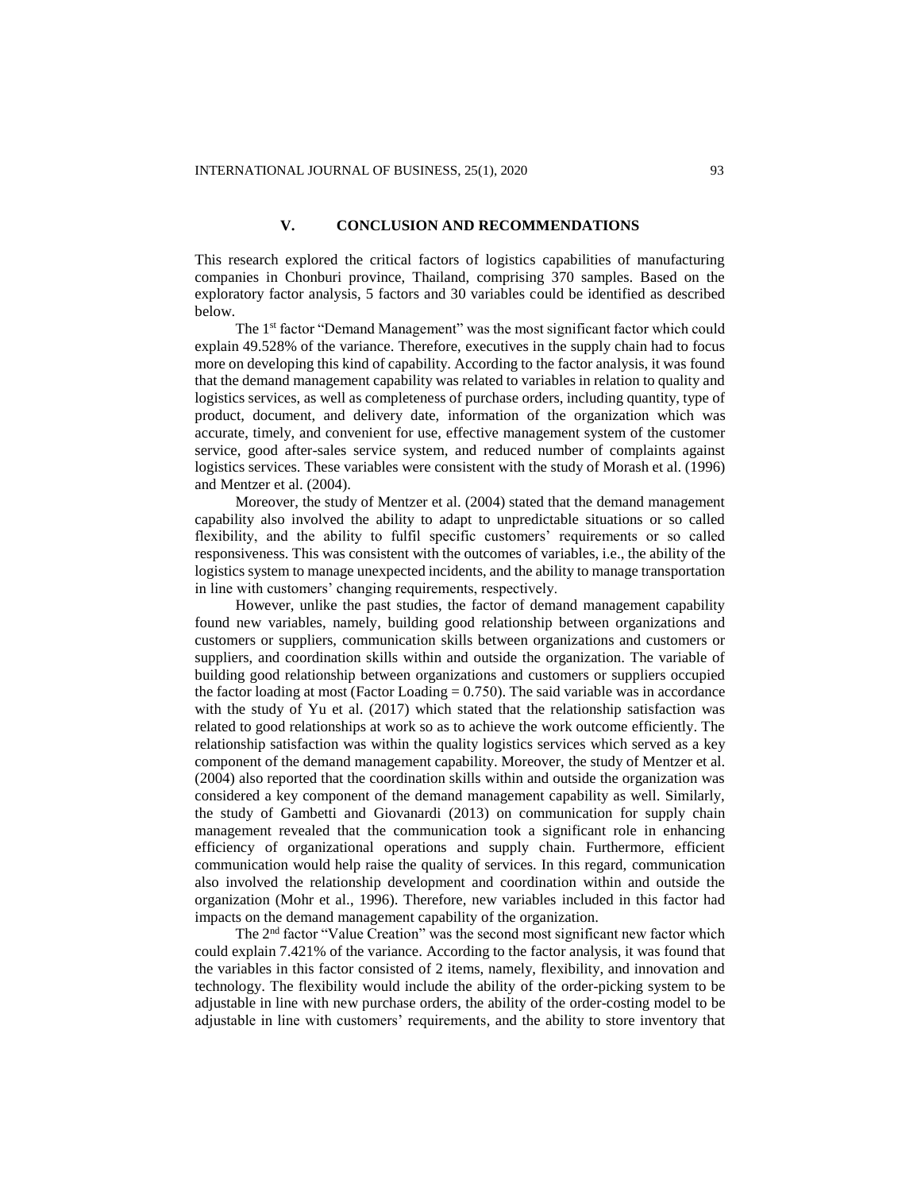## V. CONCLUSION AND RECOMMENDATIONS

This research explored the critical factors of logistics capabilities of manufacturing companies in Chonburi province, Thailand, comprising 370 samples. Based on the exploratory factor analysis, 5 factors and 30 variables could be identified as described below.

The 1st factor "Demand Management" was the most significant factor which could explain 49.528% of the variance. Therefore, executives in the supply chain had to focus more on developing this kind of capability. According to the factor analysis, it was found that the demand management capability was related to variables in relation to quality and logistics services, as well as completeness of purchase orders, including quantity, type of product, document, and delivery date, information of the organization which was accurate, timely, and convenient for use, effective management system of the customer service, good after-sales service system, and reduced number of complaints against logistics services. These variables were consistent with the study of Morash et al. (1996) and Mentzer et al. (2004).

Moreover, the study of Mentzer et al. (2004) stated that the demand management capability also involved the ability to adapt to unpredictable situations or so called flexibility, and the ability to fulfil specific customers' requirements or so called responsiveness. This was consistent with the outcomes of variables, i.e., the ability of the logistics system to manage unexpected incidents, and the ability to manage transportation in line with customers' changing requirements, respectively.

However, unlike the past studies, the factor of demand management capability found new variables, namely, building good relationship between organizations and customers or suppliers, communication skills between organizations and customers or suppliers, and coordination skills within and outside the organization. The variable of building good relationship between organizations and customers or suppliers occupied the factor loading at most (Factor Loading = 0.750). The said variable was in accordance with the study of Yu et al. (2017) which stated that the relationship satisfaction was related to good relationships at work so as to achieve the work outcome efficiently. The relationship satisfaction was within the quality logistics services which served as a key component of the demand management capability. Moreover, the study of Mentzer et al. (2004) also reported that the coordination skills within and outside the organization was considered a key component of the demand management capability as well. Similarly, the study of Gambetti and Giovanardi (2013) on communication for supply chain management revealed that the communication took a significant role in enhancing efficiency of organizational operations and supply chain. Furthermore, efficient communication would help raise the quality of services. In this regard, communication also involved the relationship development and coordination within and outside the organization (Mohr et al., 1996). Therefore, new variables included in this factor had impacts on the demand management capability of the organization.

The 2nd factor "Value Creation" was the second most significant new factor which could explain 7.421% of the variance. According to the factor analysis, it was found that the variables in this factor consisted of 2 items, namely, flexibility, and innovation and technology. The flexibility would include the ability of the order-picking system to be adjustable in line with new purchase orders, the ability of the order-costing model to be adjustable in line with customers' requirements, and the ability to store inventory that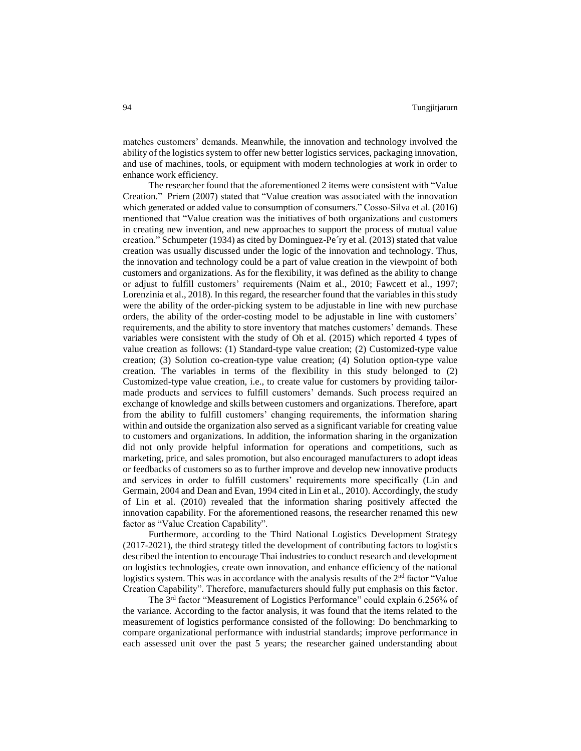matches customers' demands. Meanwhile, the innovation and technology involved the ability of the logistics system to offer new better logistics services, packaging innovation, and use of machines, tools, or equipment with modern technologies at work in order to enhance work efficiency.

The researcher found that the aforementioned 2 items were consistent with "Value Creation." Priem (2007) stated that "Value creation was associated with the innovation which generated or added value to consumption of consumers." Cosso-Silva et al. (2016) mentioned that "Value creation was the initiatives of both organizations and customers in creating new invention, and new approaches to support the process of mutual value creation." Schumpeter (1934) as cited by Dominguez-Pe´ry et al. (2013) stated that value creation was usually discussed under the logic of the innovation and technology. Thus, the innovation and technology could be a part of value creation in the viewpoint of both customers and organizations. As for the flexibility, it was defined as the ability to change or adjust to fulfill customers' requirements (Naim et al., 2010; Fawcett et al., 1997; Lorenzinia et al., 2018). In this regard, the researcher found that the variables in this study were the ability of the order-picking system to be adjustable in line with new purchase orders, the ability of the order-costing model to be adjustable in line with customers' requirements, and the ability to store inventory that matches customers' demands. These variables were consistent with the study of Oh et al. (2015) which reported 4 types of value creation as follows: (1) Standard-type value creation; (2) Customized-type value creation; (3) Solution co-creation-type value creation; (4) Solution option-type value creation. The variables in terms of the flexibility in this study belonged to (2) Customized-type value creation, i.e., to create value for customers by providing tailor-made products and services to fulfill customers' demands. Such process required an exchange of knowledge and skills between customers and organizations. Therefore, apart from the ability to fulfill customers' changing requirements, the information sharing within and outside the organization also served as a significant variable for creating value to customers and organizations. In addition, the information sharing in the organization did not only provide helpful information for operations and competitions, such as marketing, price, and sales promotion, but also encouraged manufacturers to adopt ideas or feedbacks of customers so as to further improve and develop new innovative products and services in order to fulfill customers' requirements more specifically (Lin and Germain, 2004 and Dean and Evan, 1994 cited in Lin et al., 2010). Accordingly, the study of Lin et al. (2010) revealed that the information sharing positively affected the innovation capability. For the aforementioned reasons, the researcher renamed this new factor as "Value Creation Capability".

Furthermore, according to the Third National Logistics Development Strategy (2017-2021), the third strategy titled the development of contributing factors to logistics described the intention to encourage Thai industries to conduct research and development on logistics technologies, create own innovation, and enhance efficiency of the national logistics system. This was in accordance with the analysis results of the 2nd factor "Value Creation Capability". Therefore, manufacturers should fully put emphasis on this factor.

The 3rd factor "Measurement of Logistics Performance" could explain 6.256% of the variance. According to the factor analysis, it was found that the items related to the measurement of logistics performance consisted of the following: Do benchmarking to compare organizational performance with industrial standards; improve performance in each assessed unit over the past 5 years; the researcher gained understanding about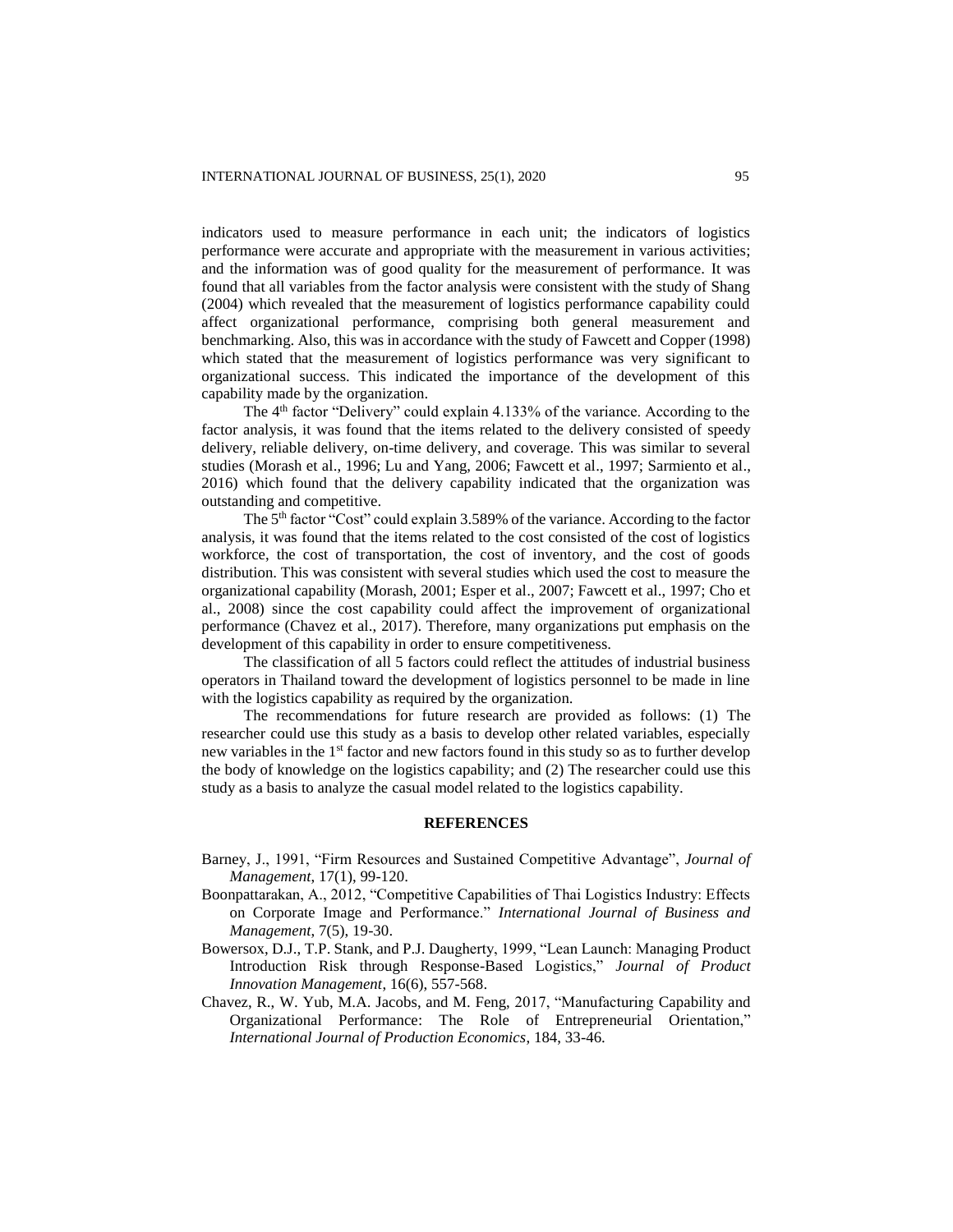indicators used to measure performance in each unit; the indicators of logistics performance were accurate and appropriate with the measurement in various activities; and the information was of good quality for the measurement of performance. It was found that all variables from the factor analysis were consistent with the study of Shang (2004) which revealed that the measurement of logistics performance capability could affect organizational performance, comprising both general measurement and benchmarking. Also, this was in accordance with the study of Fawcett and Copper (1998) which stated that the measurement of logistics performance was very significant to organizational success. This indicated the importance of the development of this capability made by the organization.

The 4th factor "Delivery" could explain 4.133% of the variance. According to the factor analysis, it was found that the items related to the delivery consisted of speedy delivery, reliable delivery, on-time delivery, and coverage. This was similar to several studies (Morash et al., 1996; Lu and Yang, 2006; Fawcett et al., 1997; Sarmiento et al., 2016) which found that the delivery capability indicated that the organization was outstanding and competitive.

The 5th factor "Cost" could explain 3.589% of the variance. According to the factor analysis, it was found that the items related to the cost consisted of the cost of logistics workforce, the cost of transportation, the cost of inventory, and the cost of goods distribution. This was consistent with several studies which used the cost to measure the organizational capability (Morash, 2001; Esper et al., 2007; Fawcett et al., 1997; Cho et al., 2008) since the cost capability could affect the improvement of organizational performance (Chavez et al., 2017). Therefore, many organizations put emphasis on the development of this capability in order to ensure competitiveness.

The classification of all 5 factors could reflect the attitudes of industrial business operators in Thailand toward the development of logistics personnel to be made in line with the logistics capability as required by the organization.

The recommendations for future research are provided as follows: (1) The researcher could use this study as a basis to develop other related variables, especially new variables in the 1st factor and new factors found in this study so as to further develop the body of knowledge on the logistics capability; and (2) The researcher could use this study as a basis to analyze the casual model related to the logistics capability.

## REFERENCES

Barney, J., 1991, "Firm Resources and Sustained Competitive Advantage", *Journal of Management*, 17(1), 99-120.

Boonpattarakan, A., 2012, "Competitive Capabilities of Thai Logistics Industry: Effects on Corporate Image and Performance." *International Journal of Business and Management*, 7(5), 19-30.

Bowersox, D.J., T.P. Stank, and P.J. Daugherty, 1999, "Lean Launch: Managing Product Introduction Risk through Response-Based Logistics," *Journal of Product Innovation Management*, 16(6), 557-568.

Chavez, R., W. Yub, M.A. Jacobs, and M. Feng, 2017, "Manufacturing Capability and Organizational Performance: The Role of Entrepreneurial Orientation," *International Journal of Production Economics*, 184, 33-46.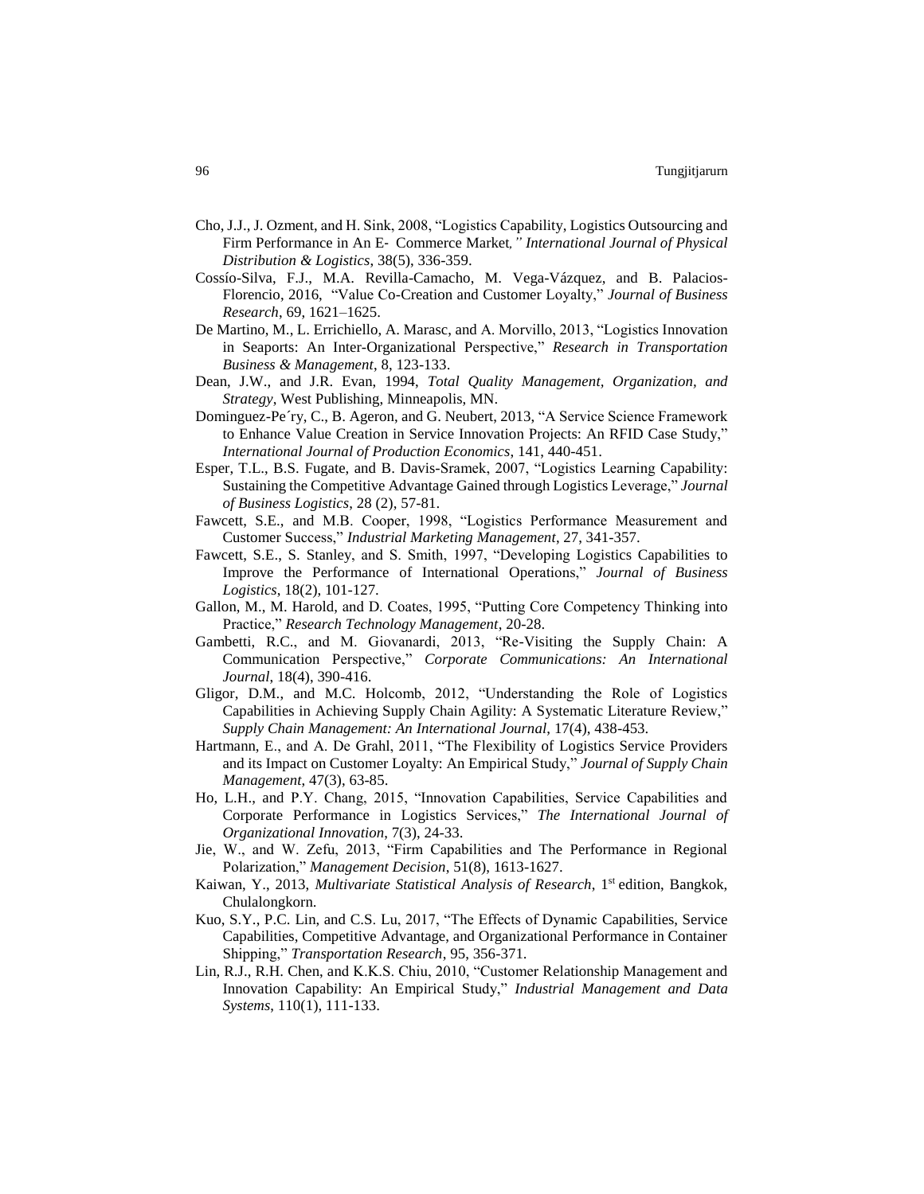Cho, J.J., J. Ozment, and H. Sink, 2008, "Logistics Capability, Logistics Outsourcing and Firm Performance in An E- Commerce Market*," International Journal of Physical Distribution & Logistics*, 38(5), 336-359.

Cossío-Silva, F.J., M.A. Revilla-Camacho, M. Vega-Vázquez, and B. Palacios-Florencio, 2016, "Value Co-Creation and Customer Loyalty," *Journal of Business Research*, 69, 1621–1625.

De Martino, M., L. Errichiello, A. Marasc, and A. Morvillo, 2013, "Logistics Innovation in Seaports: An Inter-Organizational Perspective," *Research in Transportation Business & Management*, 8, 123-133.

Dean, J.W., and J.R. Evan, 1994, *Total Quality Management, Organization, and Strategy*, West Publishing, Minneapolis, MN.

Dominguez-Pe´ry, C., B. Ageron, and G. Neubert, 2013, "A Service Science Framework to Enhance Value Creation in Service Innovation Projects: An RFID Case Study," *International Journal of Production Economics*, 141, 440-451.

Esper, T.L., B.S. Fugate, and B. Davis-Sramek, 2007, "Logistics Learning Capability: Sustaining the Competitive Advantage Gained through Logistics Leverage," *Journal of Business Logistics*, 28 (2), 57-81.

Fawcett, S.E., and M.B. Cooper, 1998, "Logistics Performance Measurement and Customer Success," *Industrial Marketing Management*, 27, 341-357.

Fawcett, S.E., S. Stanley, and S. Smith, 1997, "Developing Logistics Capabilities to Improve the Performance of International Operations," *Journal of Business Logistics*, 18(2), 101-127.

Gallon, M., M. Harold, and D. Coates, 1995, "Putting Core Competency Thinking into Practice," *Research Technology Management*, 20-28.

Gambetti, R.C., and M. Giovanardi, 2013, "Re-Visiting the Supply Chain: A Communication Perspective," *Corporate Communications: An International Journal*, 18(4), 390-416.

Gligor, D.M., and M.C. Holcomb, 2012, "Understanding the Role of Logistics Capabilities in Achieving Supply Chain Agility: A Systematic Literature Review," *Supply Chain Management: An International Journal*, 17(4), 438-453.

Hartmann, E., and A. De Grahl, 2011, "The Flexibility of Logistics Service Providers and its Impact on Customer Loyalty: An Empirical Study," *Journal of Supply Chain Management*, 47(3), 63-85.

Ho, L.H., and P.Y. Chang, 2015, "Innovation Capabilities, Service Capabilities and Corporate Performance in Logistics Services," *The International Journal of Organizational Innovation*, 7(3), 24-33.

Jie, W., and W. Zefu, 2013, "Firm Capabilities and The Performance in Regional Polarization," *Management Decision*, 51(8), 1613-1627.

Kaiwan, Y., 2013, *Multivariate Statistical Analysis of Research*, 1st edition, Bangkok, Chulalongkorn.

Kuo, S.Y., P.C. Lin, and C.S. Lu, 2017, "The Effects of Dynamic Capabilities, Service Capabilities, Competitive Advantage, and Organizational Performance in Container Shipping," *Transportation Research*, 95, 356-371.

Lin, R.J., R.H. Chen, and K.K.S. Chiu, 2010, "Customer Relationship Management and Innovation Capability: An Empirical Study," *Industrial Management and Data Systems*, 110(1), 111-133.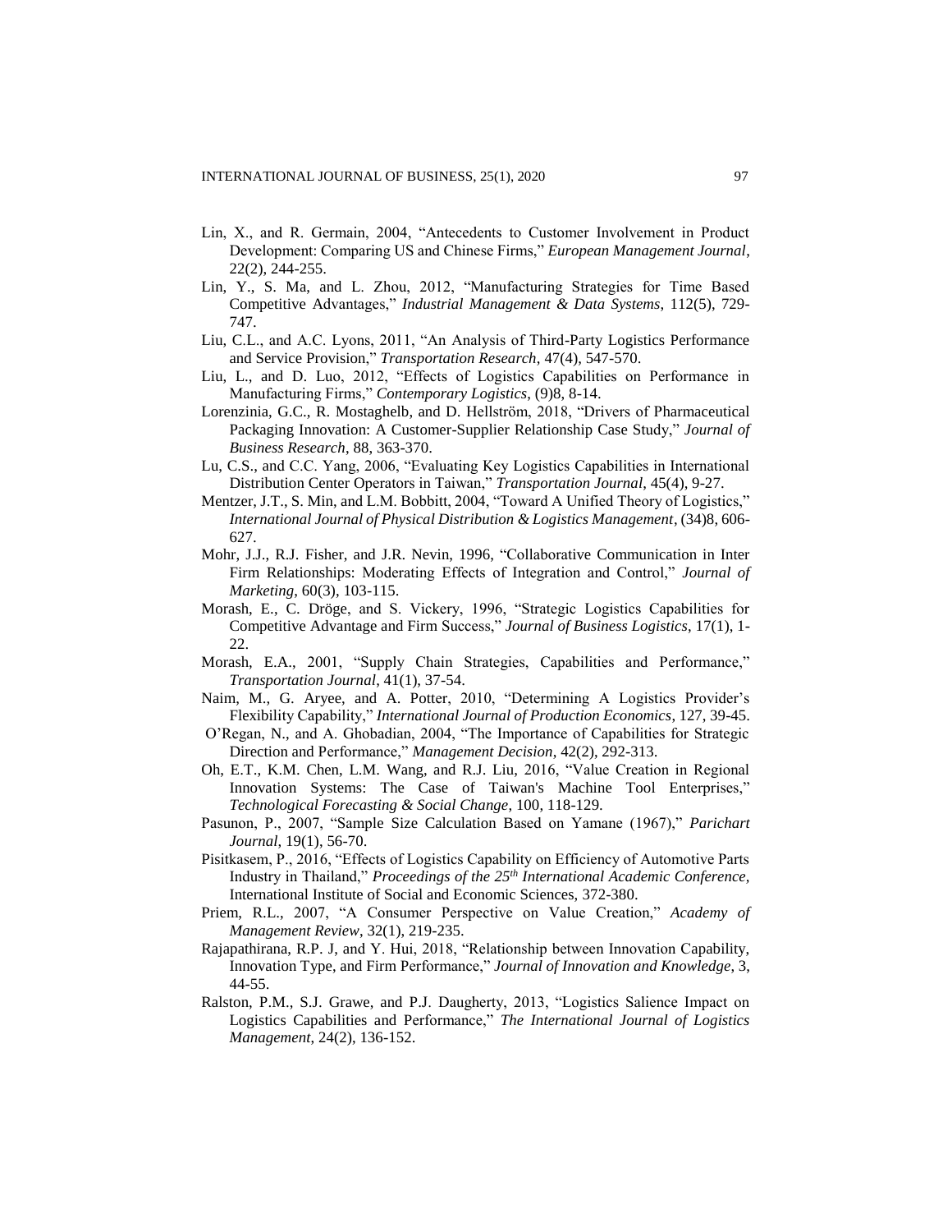Lin, X., and R. Germain, 2004, "Antecedents to Customer Involvement in Product Development: Comparing US and Chinese Firms," *European Management Journal*, 22(2), 244-255.

Lin, Y., S. Ma, and L. Zhou, 2012, "Manufacturing Strategies for Time Based Competitive Advantages," *Industrial Management & Data Systems*, 112(5), 729-747.

Liu, C.L., and A.C. Lyons, 2011, "An Analysis of Third-Party Logistics Performance and Service Provision," *Transportation Research*, 47(4), 547-570.

Liu, L., and D. Luo, 2012, "Effects of Logistics Capabilities on Performance in Manufacturing Firms," *Contemporary Logistics*, (9)8, 8-14.

Lorenzinia, G.C., R. Mostaghelb, and D. Hellström, 2018, "Drivers of Pharmaceutical Packaging Innovation: A Customer-Supplier Relationship Case Study," *Journal of Business Research*, 88, 363-370.

Lu, C.S., and C.C. Yang, 2006, "Evaluating Key Logistics Capabilities in International Distribution Center Operators in Taiwan," *Transportation Journal*, 45(4), 9-27.

Mentzer, J.T., S. Min, and L.M. Bobbitt, 2004, "Toward A Unified Theory of Logistics," *International Journal of Physical Distribution & Logistics Management*, (34)8, 606-627.

Mohr, J.J., R.J. Fisher, and J.R. Nevin, 1996, "Collaborative Communication in Inter Firm Relationships: Moderating Effects of Integration and Control," *Journal of Marketing*, 60(3), 103-115.

Morash, E., C. Dröge, and S. Vickery, 1996, "Strategic Logistics Capabilities for Competitive Advantage and Firm Success," *Journal of Business Logistics*, 17(1), 1-22.

Morash, E.A., 2001, "Supply Chain Strategies, Capabilities and Performance," *Transportation Journal*, 41(1), 37-54.

Naim, M., G. Aryee, and A. Potter, 2010, "Determining A Logistics Provider's Flexibility Capability," *International Journal of Production Economics*, 127, 39-45.

O'Regan, N., and A. Ghobadian, 2004, "The Importance of Capabilities for Strategic Direction and Performance," *Management Decision*, 42(2), 292-313.

Oh, E.T., K.M. Chen, L.M. Wang, and R.J. Liu, 2016, "Value Creation in Regional Innovation Systems: The Case of Taiwan's Machine Tool Enterprises," *Technological Forecasting & Social Change*, 100, 118-129.

Pasunon, P., 2007, "Sample Size Calculation Based on Yamane (1967)," *Parichart Journal*, 19(1), 56-70.

Pisitkasem, P., 2016, "Effects of Logistics Capability on Efficiency of Automotive Parts Industry in Thailand," *Proceedings of the 25th International Academic Conference*, International Institute of Social and Economic Sciences, 372-380.

Priem, R.L., 2007, "A Consumer Perspective on Value Creation," *Academy of Management Review*, 32(1), 219-235.

Rajapathirana, R.P. J, and Y. Hui, 2018, "Relationship between Innovation Capability, Innovation Type, and Firm Performance," *Journal of Innovation and Knowledge*, 3, 44-55.

Ralston, P.M., S.J. Grawe, and P.J. Daugherty, 2013, "Logistics Salience Impact on Logistics Capabilities and Performance," *The International Journal of Logistics Management*, 24(2), 136-152.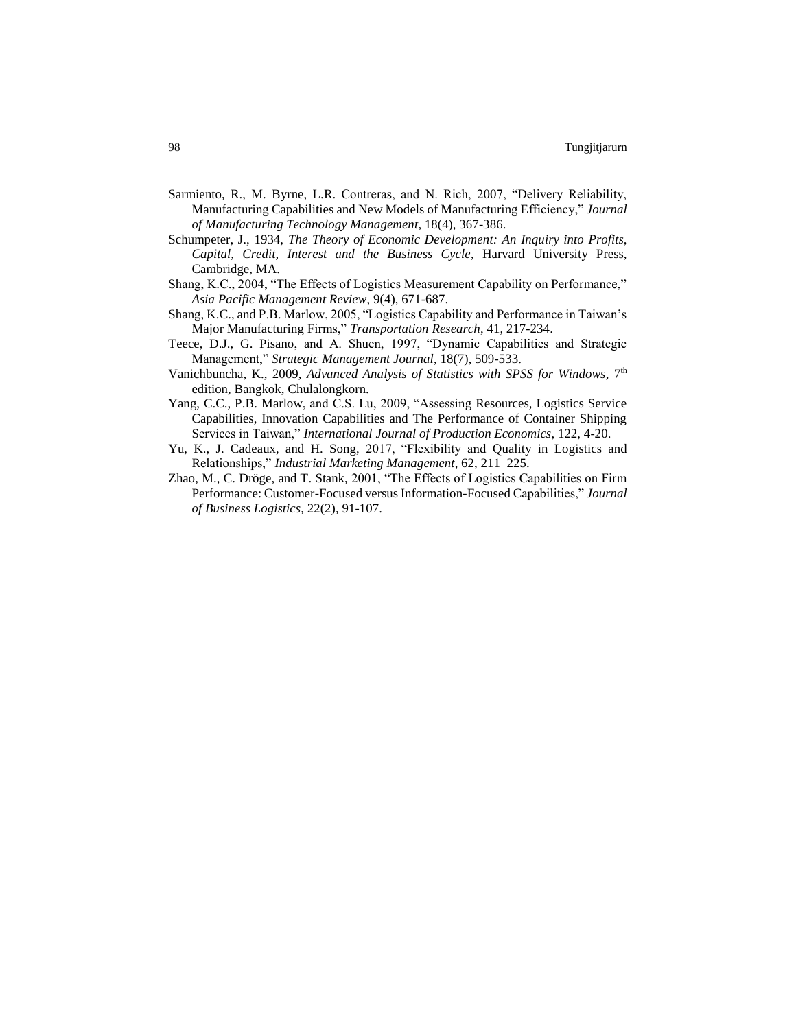Sarmiento, R., M. Byrne, L.R. Contreras, and N. Rich, 2007, "Delivery Reliability, Manufacturing Capabilities and New Models of Manufacturing Efficiency," *Journal of Manufacturing Technology Management*, 18(4), 367-386.

Schumpeter, J., 1934, *The Theory of Economic Development: An Inquiry into Profits, Capital, Credit, Interest and the Business Cycle*, Harvard University Press, Cambridge, MA.

Shang, K.C., 2004, "The Effects of Logistics Measurement Capability on Performance," *Asia Pacific Management Review*, 9(4), 671-687.

Shang, K.C., and P.B. Marlow, 2005, "Logistics Capability and Performance in Taiwan's Major Manufacturing Firms," *Transportation Research*, 41, 217-234.

Teece, D.J., G. Pisano, and A. Shuen, 1997, "Dynamic Capabilities and Strategic Management," *Strategic Management Journal*, 18(7), 509-533.

Vanichbuncha, K., 2009, *Advanced Analysis of Statistics with SPSS for Windows*, 7th edition, Bangkok, Chulalongkorn.

Yang, C.C., P.B. Marlow, and C.S. Lu, 2009, "Assessing Resources, Logistics Service Capabilities, Innovation Capabilities and The Performance of Container Shipping Services in Taiwan," *International Journal of Production Economics*, 122, 4-20.

Yu, K., J. Cadeaux, and H. Song, 2017, "Flexibility and Quality in Logistics and Relationships," *Industrial Marketing Management*, 62, 211–225.

Zhao, M., C. Dröge, and T. Stank, 2001, "The Effects of Logistics Capabilities on Firm Performance: Customer-Focused versus Information-Focused Capabilities," *Journal of Business Logistics*, 22(2), 91-107.